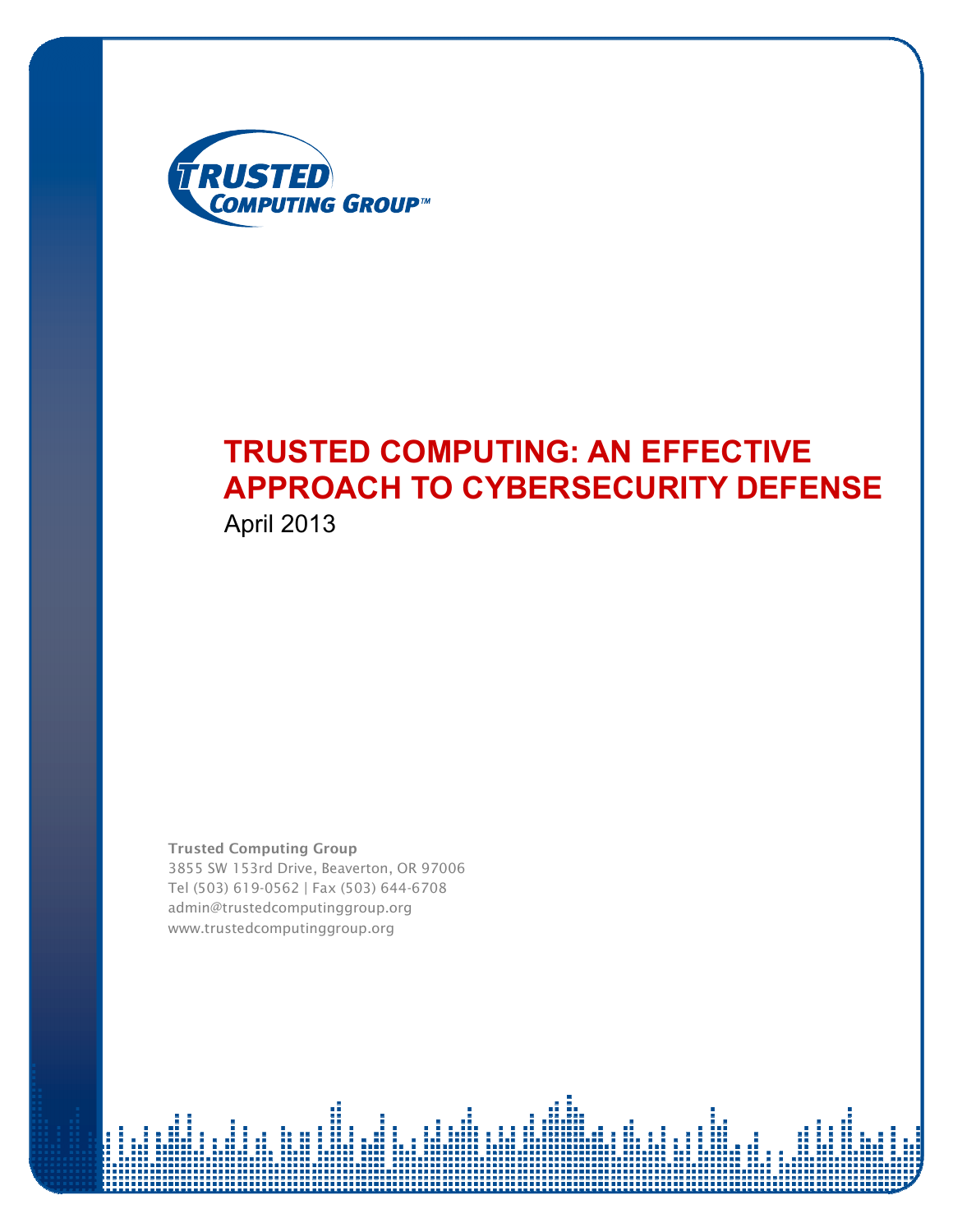# TRUSTED COMPUTING: AN EFFECTIVE APPROACH TO CYBERSECURITY DEFENSE

April 2013

**Trusted Computing Group**
3855 SW 153rd Drive, Beaverton, OR 97006
Tel (503) 619-0562 | Fax (503) 644-6708
admin@trustedcomputinggroup.org
www.trustedcomputinggroup.org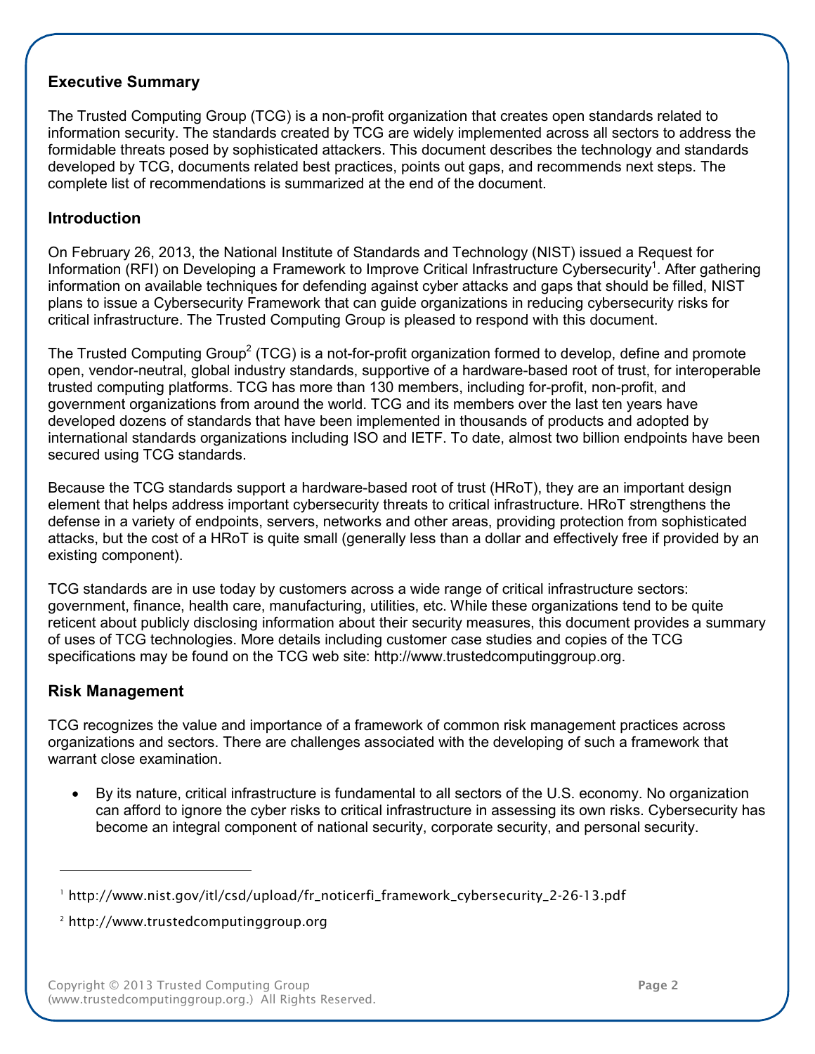## Executive Summary

The Trusted Computing Group (TCG) is a non-profit organization that creates open standards related to information security. The standards created by TCG are widely implemented across all sectors to address the formidable threats posed by sophisticated attackers. This document describes the technology and standards developed by TCG, documents related best practices, points out gaps, and recommends next steps. The complete list of recommendations is summarized at the end of the document.

## Introduction

On February 26, 2013, the National Institute of Standards and Technology (NIST) issued a Request for Information (RFI) on Developing a Framework to Improve Critical Infrastructure Cybersecurity[1]. After gathering information on available techniques for defending against cyber attacks and gaps that should be filled, NIST plans to issue a Cybersecurity Framework that can guide organizations in reducing cybersecurity risks for critical infrastructure. The Trusted Computing Group is pleased to respond with this document.

The Trusted Computing Group[2] (TCG) is a not-for-profit organization formed to develop, define and promote open, vendor-neutral, global industry standards, supportive of a hardware-based root of trust, for interoperable trusted computing platforms. TCG has more than 130 members, including for-profit, non-profit, and government organizations from around the world. TCG and its members over the last ten years have developed dozens of standards that have been implemented in thousands of products and adopted by international standards organizations including ISO and IETF. To date, almost two billion endpoints have been secured using TCG standards.

Because the TCG standards support a hardware-based root of trust (HRoT), they are an important design element that helps address important cybersecurity threats to critical infrastructure. HRoT strengthens the defense in a variety of endpoints, servers, networks and other areas, providing protection from sophisticated attacks, but the cost of a HRoT is quite small (generally less than a dollar and effectively free if provided by an existing component).

TCG standards are in use today by customers across a wide range of critical infrastructure sectors: government, finance, health care, manufacturing, utilities, etc. While these organizations tend to be quite reticent about publicly disclosing information about their security measures, this document provides a summary of uses of TCG technologies. More details including customer case studies and copies of the TCG specifications may be found on the TCG web site: http://www.trustedcomputinggroup.org.

## Risk Management

TCG recognizes the value and importance of a framework of common risk management practices across organizations and sectors. There are challenges associated with the developing of such a framework that warrant close examination.

- By its nature, critical infrastructure is fundamental to all sectors of the U.S. economy. No organization can afford to ignore the cyber risks to critical infrastructure in assessing its own risks. Cybersecurity has become an integral component of national security, corporate security, and personal security.

---

[1] http://www.nist.gov/itl/csd/upload/fr_noticerfi_framework_cybersecurity_2-26-13.pdf

[2] http://www.trustedcomputinggroup.org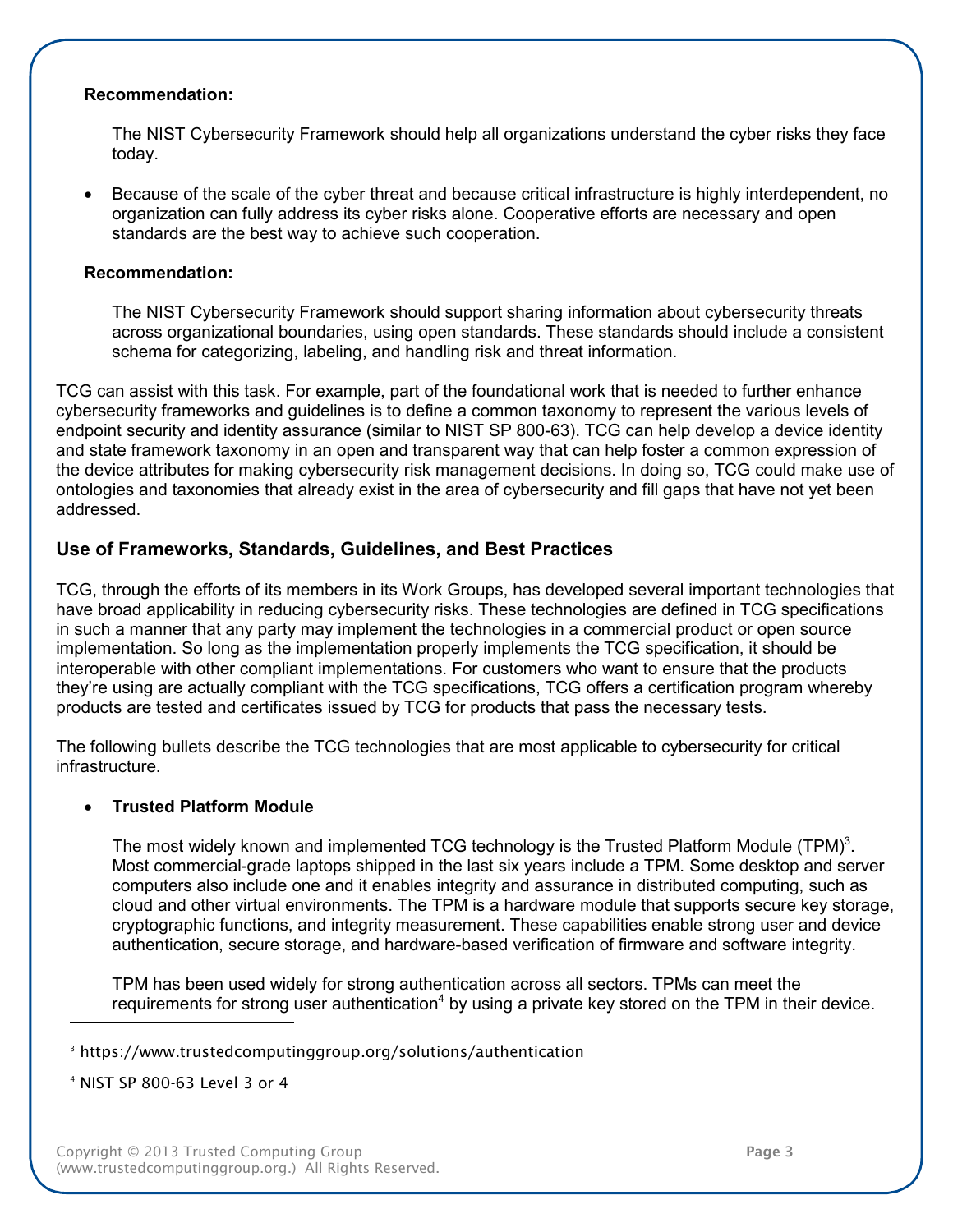**Recommendation:**

The NIST Cybersecurity Framework should help all organizations understand the cyber risks they face today.

- Because of the scale of the cyber threat and because critical infrastructure is highly interdependent, no organization can fully address its cyber risks alone. Cooperative efforts are necessary and open standards are the best way to achieve such cooperation.

**Recommendation:**

The NIST Cybersecurity Framework should support sharing information about cybersecurity threats across organizational boundaries, using open standards. These standards should include a consistent schema for categorizing, labeling, and handling risk and threat information.

TCG can assist with this task. For example, part of the foundational work that is needed to further enhance cybersecurity frameworks and guidelines is to define a common taxonomy to represent the various levels of endpoint security and identity assurance (similar to NIST SP 800-63). TCG can help develop a device identity and state framework taxonomy in an open and transparent way that can help foster a common expression of the device attributes for making cybersecurity risk management decisions. In doing so, TCG could make use of ontologies and taxonomies that already exist in the area of cybersecurity and fill gaps that have not yet been addressed.

### Use of Frameworks, Standards, Guidelines, and Best Practices

TCG, through the efforts of its members in its Work Groups, has developed several important technologies that have broad applicability in reducing cybersecurity risks. These technologies are defined in TCG specifications in such a manner that any party may implement the technologies in a commercial product or open source implementation. So long as the implementation properly implements the TCG specification, it should be interoperable with other compliant implementations. For customers who want to ensure that the products they're using are actually compliant with the TCG specifications, TCG offers a certification program whereby products are tested and certificates issued by TCG for products that pass the necessary tests.

The following bullets describe the TCG technologies that are most applicable to cybersecurity for critical infrastructure.

- **Trusted Platform Module**

  The most widely known and implemented TCG technology is the Trusted Platform Module (TPM)[3]. Most commercial-grade laptops shipped in the last six years include a TPM. Some desktop and server computers also include one and it enables integrity and assurance in distributed computing, such as cloud and other virtual environments. The TPM is a hardware module that supports secure key storage, cryptographic functions, and integrity measurement. These capabilities enable strong user and device authentication, secure storage, and hardware-based verification of firmware and software integrity.

  TPM has been used widely for strong authentication across all sectors. TPMs can meet the requirements for strong user authentication[4] by using a private key stored on the TPM in their device.

[3] https://www.trustedcomputinggroup.org/solutions/authentication

[4] NIST SP 800-63 Level 3 or 4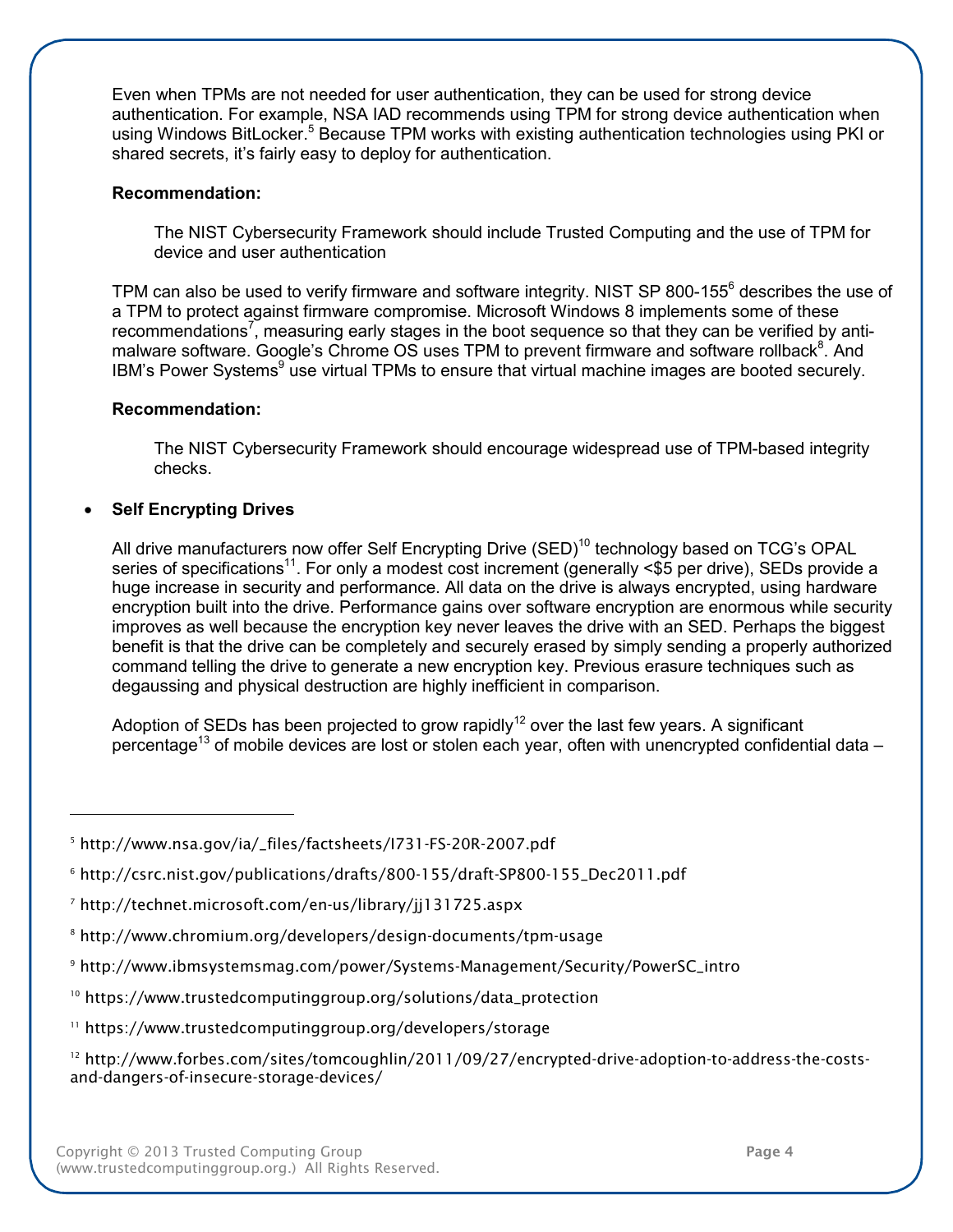Even when TPMs are not needed for user authentication, they can be used for strong device authentication. For example, NSA IAD recommends using TPM for strong device authentication when using Windows BitLocker.[5] Because TPM works with existing authentication technologies using PKI or shared secrets, it's fairly easy to deploy for authentication.

**Recommendation:**

> The NIST Cybersecurity Framework should include Trusted Computing and the use of TPM for device and user authentication

TPM can also be used to verify firmware and software integrity. NIST SP 800-155[6] describes the use of a TPM to protect against firmware compromise. Microsoft Windows 8 implements some of these recommendations[7], measuring early stages in the boot sequence so that they can be verified by anti-malware software. Google's Chrome OS uses TPM to prevent firmware and software rollback[8]. And IBM's Power Systems[9] use virtual TPMs to ensure that virtual machine images are booted securely.

**Recommendation:**

> The NIST Cybersecurity Framework should encourage widespread use of TPM-based integrity checks.

- **Self Encrypting Drives**

All drive manufacturers now offer Self Encrypting Drive (SED)[10] technology based on TCG's OPAL series of specifications[11]. For only a modest cost increment (generally <$5 per drive), SEDs provide a huge increase in security and performance. All data on the drive is always encrypted, using hardware encryption built into the drive. Performance gains over software encryption are enormous while security improves as well because the encryption key never leaves the drive with an SED. Perhaps the biggest benefit is that the drive can be completely and securely erased by simply sending a properly authorized command telling the drive to generate a new encryption key. Previous erasure techniques such as degaussing and physical destruction are highly inefficient in comparison.

Adoption of SEDs has been projected to grow rapidly[12] over the last few years. A significant percentage[13] of mobile devices are lost or stolen each year, often with unencrypted confidential data –

---

[5] http://www.nsa.gov/ia/_files/factsheets/I731-FS-20R-2007.pdf

[6] http://csrc.nist.gov/publications/drafts/800-155/draft-SP800-155_Dec2011.pdf

[7] http://technet.microsoft.com/en-us/library/jj131725.aspx

[8] http://www.chromium.org/developers/design-documents/tpm-usage

[9] http://www.ibmsystemsmag.com/power/Systems-Management/Security/PowerSC_intro

[10] https://www.trustedcomputinggroup.org/solutions/data_protection

[11] https://www.trustedcomputinggroup.org/developers/storage

[12] http://www.forbes.com/sites/tomcoughlin/2011/09/27/encrypted-drive-adoption-to-address-the-costs-and-dangers-of-insecure-storage-devices/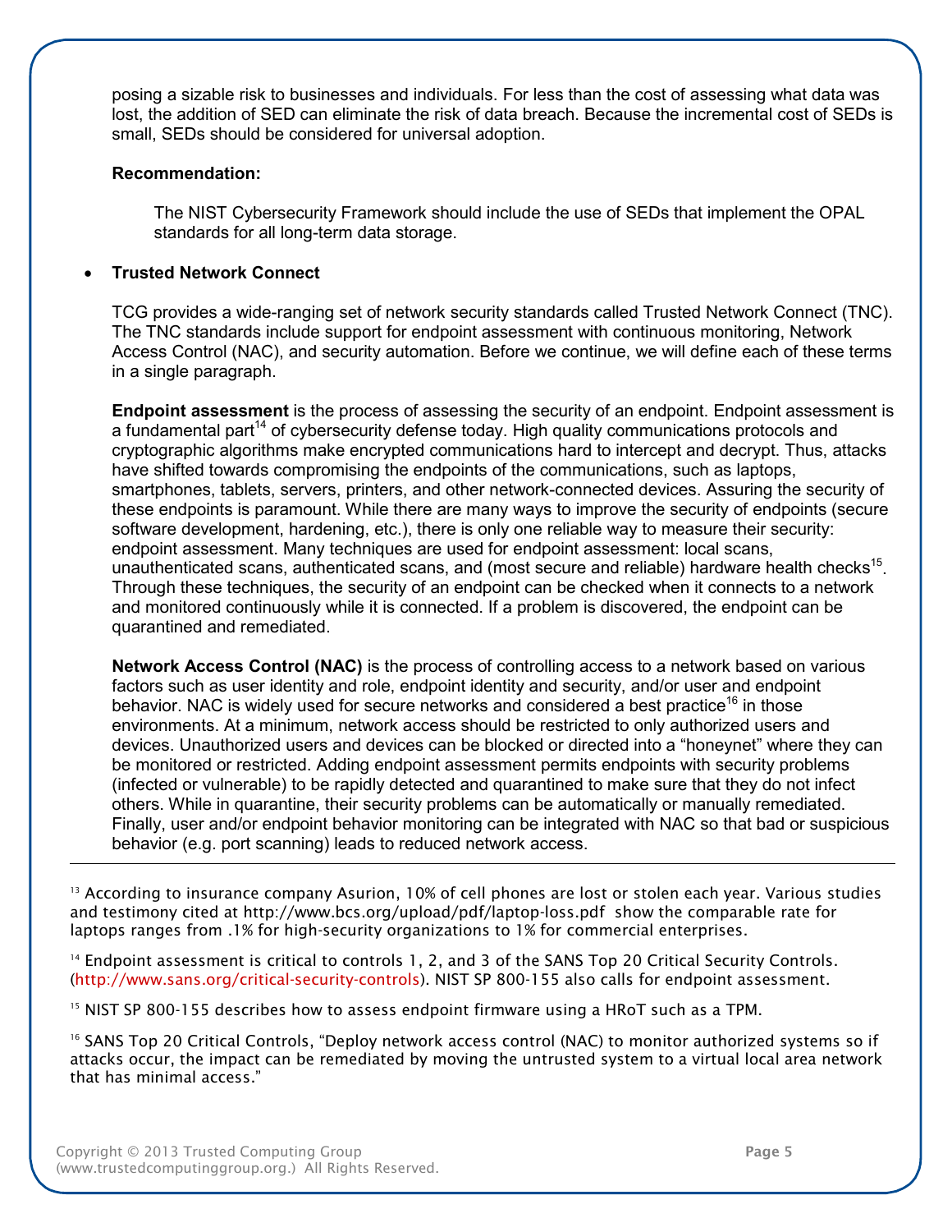posing a sizable risk to businesses and individuals. For less than the cost of assessing what data was lost, the addition of SED can eliminate the risk of data breach. Because the incremental cost of SEDs is small, SEDs should be considered for universal adoption.

**Recommendation:**

> The NIST Cybersecurity Framework should include the use of SEDs that implement the OPAL standards for all long-term data storage.

- **Trusted Network Connect**

TCG provides a wide-ranging set of network security standards called Trusted Network Connect (TNC). The TNC standards include support for endpoint assessment with continuous monitoring, Network Access Control (NAC), and security automation. Before we continue, we will define each of these terms in a single paragraph.

**Endpoint assessment** is the process of assessing the security of an endpoint. Endpoint assessment is a fundamental part[14] of cybersecurity defense today. High quality communications protocols and cryptographic algorithms make encrypted communications hard to intercept and decrypt. Thus, attacks have shifted towards compromising the endpoints of the communications, such as laptops, smartphones, tablets, servers, printers, and other network-connected devices. Assuring the security of these endpoints is paramount. While there are many ways to improve the security of endpoints (secure software development, hardening, etc.), there is only one reliable way to measure their security: endpoint assessment. Many techniques are used for endpoint assessment: local scans, unauthenticated scans, authenticated scans, and (most secure and reliable) hardware health checks[15]. Through these techniques, the security of an endpoint can be checked when it connects to a network and monitored continuously while it is connected. If a problem is discovered, the endpoint can be quarantined and remediated.

**Network Access Control (NAC)** is the process of controlling access to a network based on various factors such as user identity and role, endpoint identity and security, and/or user and endpoint behavior. NAC is widely used for secure networks and considered a best practice[16] in those environments. At a minimum, network access should be restricted to only authorized users and devices. Unauthorized users and devices can be blocked or directed into a "honeynet" where they can be monitored or restricted. Adding endpoint assessment permits endpoints with security problems (infected or vulnerable) to be rapidly detected and quarantined to make sure that they do not infect others. While in quarantine, their security problems can be automatically or manually remediated. Finally, user and/or endpoint behavior monitoring can be integrated with NAC so that bad or suspicious behavior (e.g. port scanning) leads to reduced network access.

---

[13] According to insurance company Asurion, 10% of cell phones are lost or stolen each year. Various studies and testimony cited at http://www.bcs.org/upload/pdf/laptop-loss.pdf show the comparable rate for laptops ranges from .1% for high-security organizations to 1% for commercial enterprises.

[14] Endpoint assessment is critical to controls 1, 2, and 3 of the SANS Top 20 Critical Security Controls. (http://www.sans.org/critical-security-controls). NIST SP 800-155 also calls for endpoint assessment.

[15] NIST SP 800-155 describes how to assess endpoint firmware using a HRoT such as a TPM.

[16] SANS Top 20 Critical Controls, "Deploy network access control (NAC) to monitor authorized systems so if attacks occur, the impact can be remediated by moving the untrusted system to a virtual local area network that has minimal access."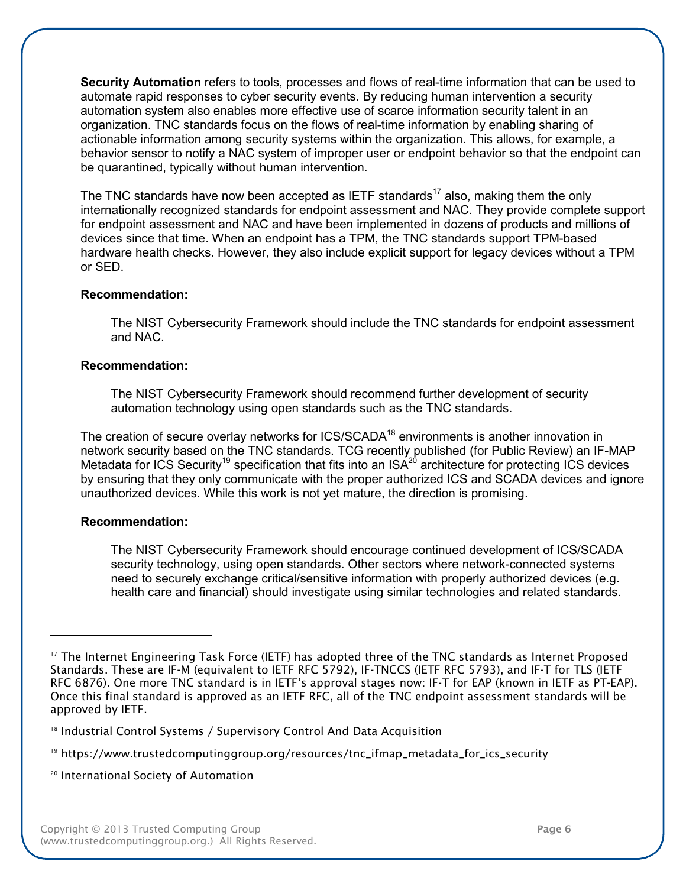**Security Automation** refers to tools, processes and flows of real-time information that can be used to automate rapid responses to cyber security events. By reducing human intervention a security automation system also enables more effective use of scarce information security talent in an organization. TNC standards focus on the flows of real-time information by enabling sharing of actionable information among security systems within the organization. This allows, for example, a behavior sensor to notify a NAC system of improper user or endpoint behavior so that the endpoint can be quarantined, typically without human intervention.

The TNC standards have now been accepted as IETF standards[17] also, making them the only internationally recognized standards for endpoint assessment and NAC. They provide complete support for endpoint assessment and NAC and have been implemented in dozens of products and millions of devices since that time. When an endpoint has a TPM, the TNC standards support TPM-based hardware health checks. However, they also include explicit support for legacy devices without a TPM or SED.

**Recommendation:**

> The NIST Cybersecurity Framework should include the TNC standards for endpoint assessment and NAC.

**Recommendation:**

> The NIST Cybersecurity Framework should recommend further development of security automation technology using open standards such as the TNC standards.

The creation of secure overlay networks for ICS/SCADA[18] environments is another innovation in network security based on the TNC standards. TCG recently published (for Public Review) an IF-MAP Metadata for ICS Security[19] specification that fits into an ISA[20] architecture for protecting ICS devices by ensuring that they only communicate with the proper authorized ICS and SCADA devices and ignore unauthorized devices. While this work is not yet mature, the direction is promising.

**Recommendation:**

> The NIST Cybersecurity Framework should encourage continued development of ICS/SCADA security technology, using open standards. Other sectors where network-connected systems need to securely exchange critical/sensitive information with properly authorized devices (e.g. health care and financial) should investigate using similar technologies and related standards.

---

[17] The Internet Engineering Task Force (IETF) has adopted three of the TNC standards as Internet Proposed Standards. These are IF-M (equivalent to IETF RFC 5792), IF-TNCCS (IETF RFC 5793), and IF-T for TLS (IETF RFC 6876). One more TNC standard is in IETF's approval stages now: IF-T for EAP (known in IETF as PT-EAP). Once this final standard is approved as an IETF RFC, all of the TNC endpoint assessment standards will be approved by IETF.

[18] Industrial Control Systems / Supervisory Control And Data Acquisition

[19] https://www.trustedcomputinggroup.org/resources/tnc_ifmap_metadata_for_ics_security

[20] International Society of Automation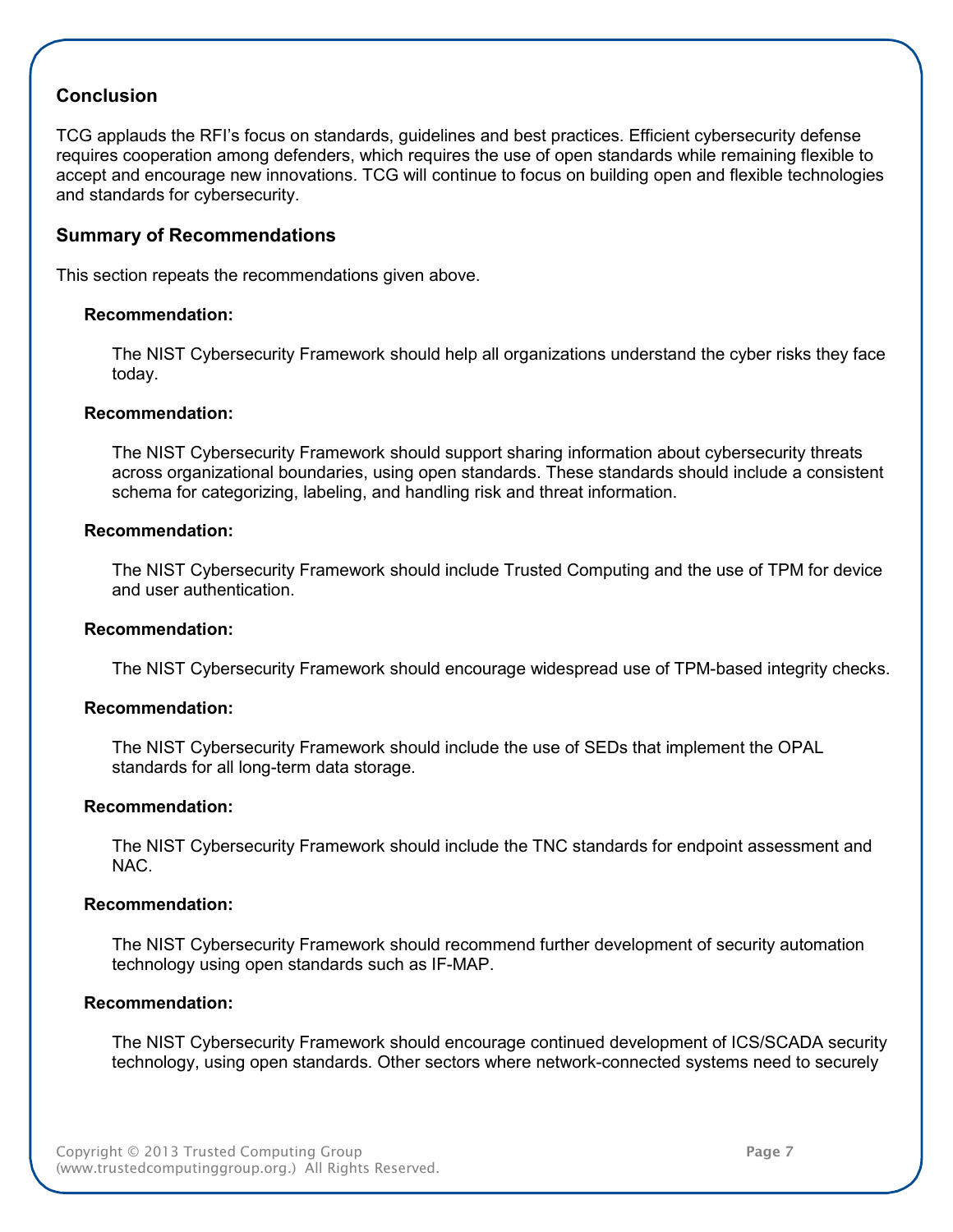## Conclusion

TCG applauds the RFI's focus on standards, guidelines and best practices. Efficient cybersecurity defense requires cooperation among defenders, which requires the use of open standards while remaining flexible to accept and encourage new innovations. TCG will continue to focus on building open and flexible technologies and standards for cybersecurity.

## Summary of Recommendations

This section repeats the recommendations given above.

**Recommendation:**

The NIST Cybersecurity Framework should help all organizations understand the cyber risks they face today.

**Recommendation:**

The NIST Cybersecurity Framework should support sharing information about cybersecurity threats across organizational boundaries, using open standards. These standards should include a consistent schema for categorizing, labeling, and handling risk and threat information.

**Recommendation:**

The NIST Cybersecurity Framework should include Trusted Computing and the use of TPM for device and user authentication.

**Recommendation:**

The NIST Cybersecurity Framework should encourage widespread use of TPM-based integrity checks.

**Recommendation:**

The NIST Cybersecurity Framework should include the use of SEDs that implement the OPAL standards for all long-term data storage.

**Recommendation:**

The NIST Cybersecurity Framework should include the TNC standards for endpoint assessment and NAC.

**Recommendation:**

The NIST Cybersecurity Framework should recommend further development of security automation technology using open standards such as IF-MAP.

**Recommendation:**

The NIST Cybersecurity Framework should encourage continued development of ICS/SCADA security technology, using open standards. Other sectors where network-connected systems need to securely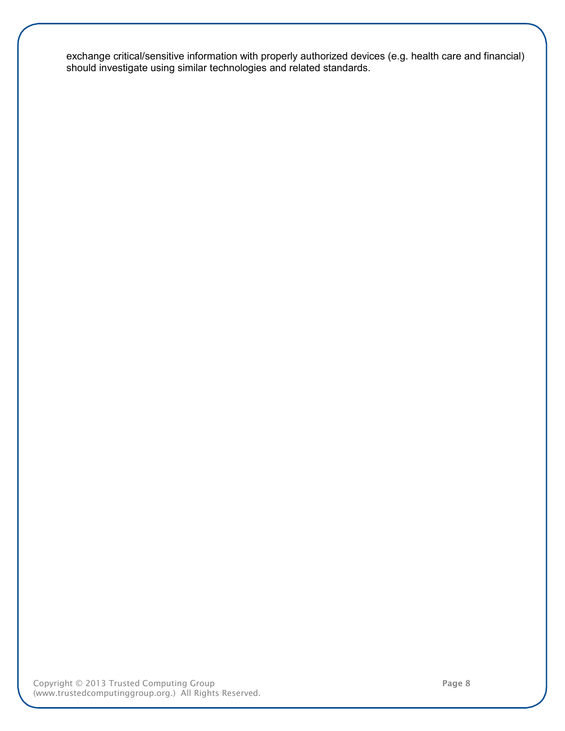exchange critical/sensitive information with properly authorized devices (e.g. health care and financial) should investigate using similar technologies and related standards.